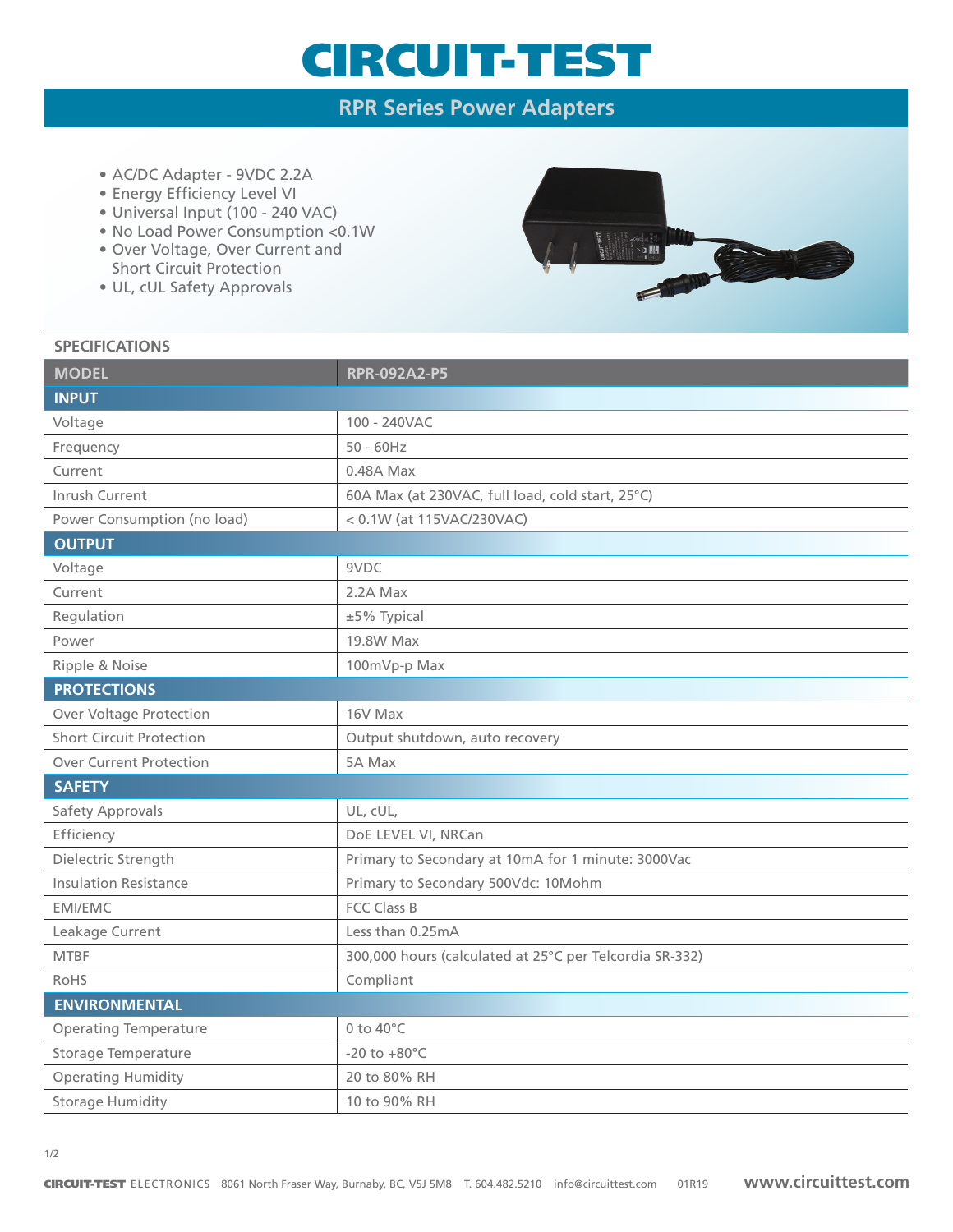# CIRCUIT-TEST

## RPR Series Power Adapters

- AC/DC Adapter - 9VDC 2.2A
- Energy Efficiency Level VI
- Universal Input (100 - 240 VAC)
- No Load Power Consumption <0.1W
- Over Voltage, Over Current and Short Circuit Protection
- UL, cUL Safety Approvals

### SPECIFICATIONS

| MODEL | RPR-092A2-P5 |
|---|---|
| **INPUT** | |
| Voltage | 100 - 240VAC |
| Frequency | 50 - 60Hz |
| Current | 0.48A Max |
| Inrush Current | 60A Max (at 230VAC, full load, cold start, 25°C) |
| Power Consumption (no load) | < 0.1W (at 115VAC/230VAC) |
| **OUTPUT** | |
| Voltage | 9VDC |
| Current | 2.2A Max |
| Regulation | ±5% Typical |
| Power | 19.8W Max |
| Ripple & Noise | 100mVp-p Max |
| **PROTECTIONS** | |
| Over Voltage Protection | 16V Max |
| Short Circuit Protection | Output shutdown, auto recovery |
| Over Current Protection | 5A Max |
| **SAFETY** | |
| Safety Approvals | UL, cUL, |
| Efficiency | DoE LEVEL VI, NRCan |
| Dielectric Strength | Primary to Secondary at 10mA for 1 minute: 3000Vac |
| Insulation Resistance | Primary to Secondary 500Vdc: 10Mohm |
| EMI/EMC | FCC Class B |
| Leakage Current | Less than 0.25mA |
| MTBF | 300,000 hours (calculated at 25°C per Telcordia SR-332) |
| RoHS | Compliant |
| **ENVIRONMENTAL** | |
| Operating Temperature | 0 to 40°C |
| Storage Temperature | -20 to +80°C |
| Operating Humidity | 20 to 80% RH |
| Storage Humidity | 10 to 90% RH |

CIRCUIT-TEST ELECTRONICS 8061 North Fraser Way, Burnaby, BC, V5J 5M8 T. 604.482.5210 info@circuittest.com 01R19 www.circuittest.com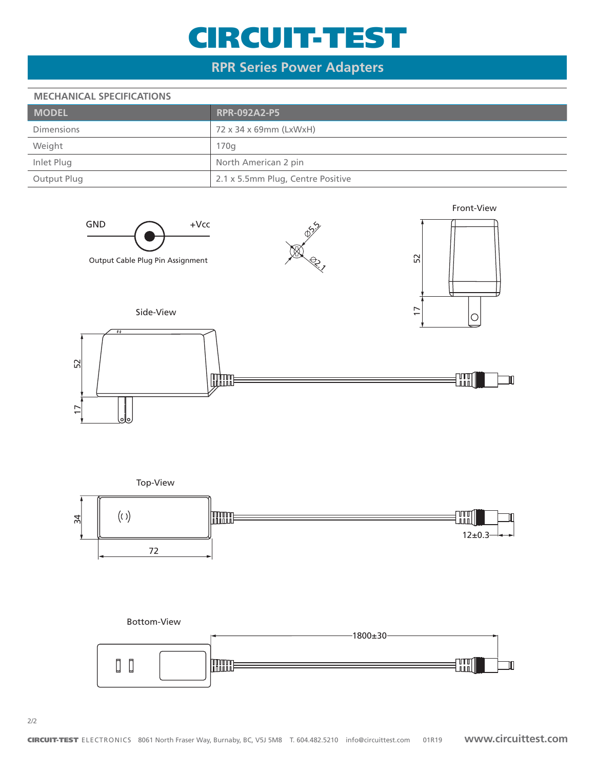# CIRCUIT-TEST

## RPR Series Power Adapters

### MECHANICAL SPECIFICATIONS

| MODEL | RPR-092A2-P5 |
|---|---|
| Dimensions | 72 x 34 x 69mm (LxWxH) |
| Weight | 170g |
| Inlet Plug | North American 2 pin |
| Output Plug | 2.1 x 5.5mm Plug, Centre Positive |

GND

+Vcc

Output Cable Plug Pin Assignment

Ø5.5

Ø2.1

Front-View

52

17

Side-View

52

17

Top-View

34

72

12±0.3

Bottom-View

1800±30